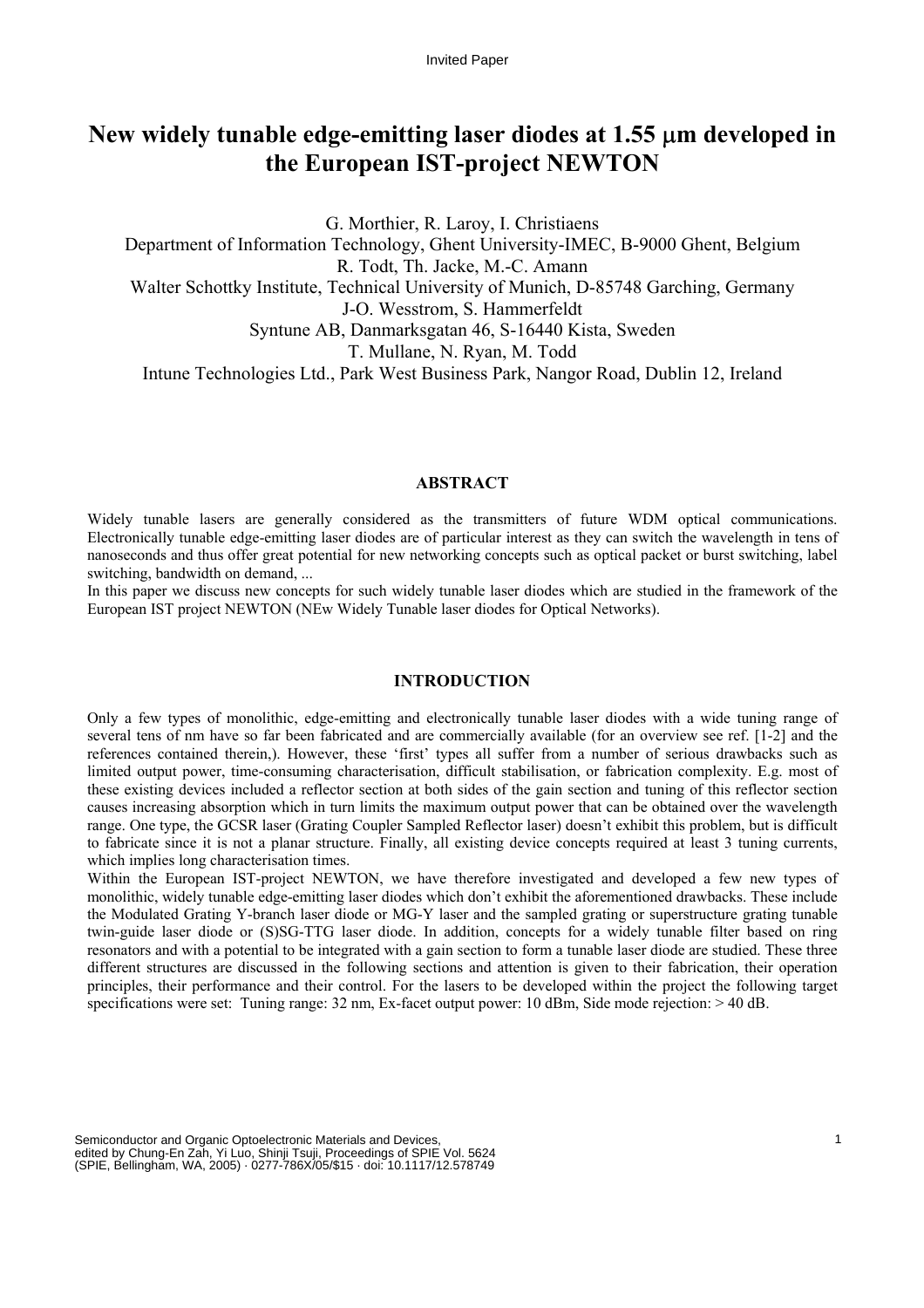Invited Paper

# New widely tunable edge-emitting laser diodes at 1.55 μm developed in the European IST-project NEWTON

G. Morthier, R. Laroy, I. Christiaens
Department of Information Technology, Ghent University-IMEC, B-9000 Ghent, Belgium
R. Todt, Th. Jacke, M.-C. Amann
Walter Schottky Institute, Technical University of Munich, D-85748 Garching, Germany
J-O. Wesstrom, S. Hammerfeldt
Syntune AB, Danmarksgatan 46, S-16440 Kista, Sweden
T. Mullane, N. Ryan, M. Todd
Intune Technologies Ltd., Park West Business Park, Nangor Road, Dublin 12, Ireland

## ABSTRACT

Widely tunable lasers are generally considered as the transmitters of future WDM optical communications. Electronically tunable edge-emitting laser diodes are of particular interest as they can switch the wavelength in tens of nanoseconds and thus offer great potential for new networking concepts such as optical packet or burst switching, label switching, bandwidth on demand, ...

In this paper we discuss new concepts for such widely tunable laser diodes which are studied in the framework of the European IST project NEWTON (NEw Widely Tunable laser diodes for Optical Networks).

## INTRODUCTION

Only a few types of monolithic, edge-emitting and electronically tunable laser diodes with a wide tuning range of several tens of nm have so far been fabricated and are commercially available (for an overview see ref. [1-2] and the references contained therein,). However, these 'first' types all suffer from a number of serious drawbacks such as limited output power, time-consuming characterisation, difficult stabilisation, or fabrication complexity. E.g. most of these existing devices included a reflector section at both sides of the gain section and tuning of this reflector section causes increasing absorption which in turn limits the maximum output power that can be obtained over the wavelength range. One type, the GCSR laser (Grating Coupler Sampled Reflector laser) doesn't exhibit this problem, but is difficult to fabricate since it is not a planar structure. Finally, all existing device concepts required at least 3 tuning currents, which implies long characterisation times.

Within the European IST-project NEWTON, we have therefore investigated and developed a few new types of monolithic, widely tunable edge-emitting laser diodes which don't exhibit the aforementioned drawbacks. These include the Modulated Grating Y-branch laser diode or MG-Y laser and the sampled grating or superstructure grating tunable twin-guide laser diode or (S)SG-TTG laser diode. In addition, concepts for a widely tunable filter based on ring resonators and with a potential to be integrated with a gain section to form a tunable laser diode are studied. These three different structures are discussed in the following sections and attention is given to their fabrication, their operation principles, their performance and their control. For the lasers to be developed within the project the following target specifications were set: Tuning range: 32 nm, Ex-facet output power: 10 dBm, Side mode rejection: > 40 dB.

Semiconductor and Organic Optoelectronic Materials and Devices,
edited by Chung-En Zah, Yi Luo, Shinji Tsuji, Proceedings of SPIE Vol. 5624
(SPIE, Bellingham, WA, 2005) · 0277-786X/05/$15 · doi: 10.1117/12.578749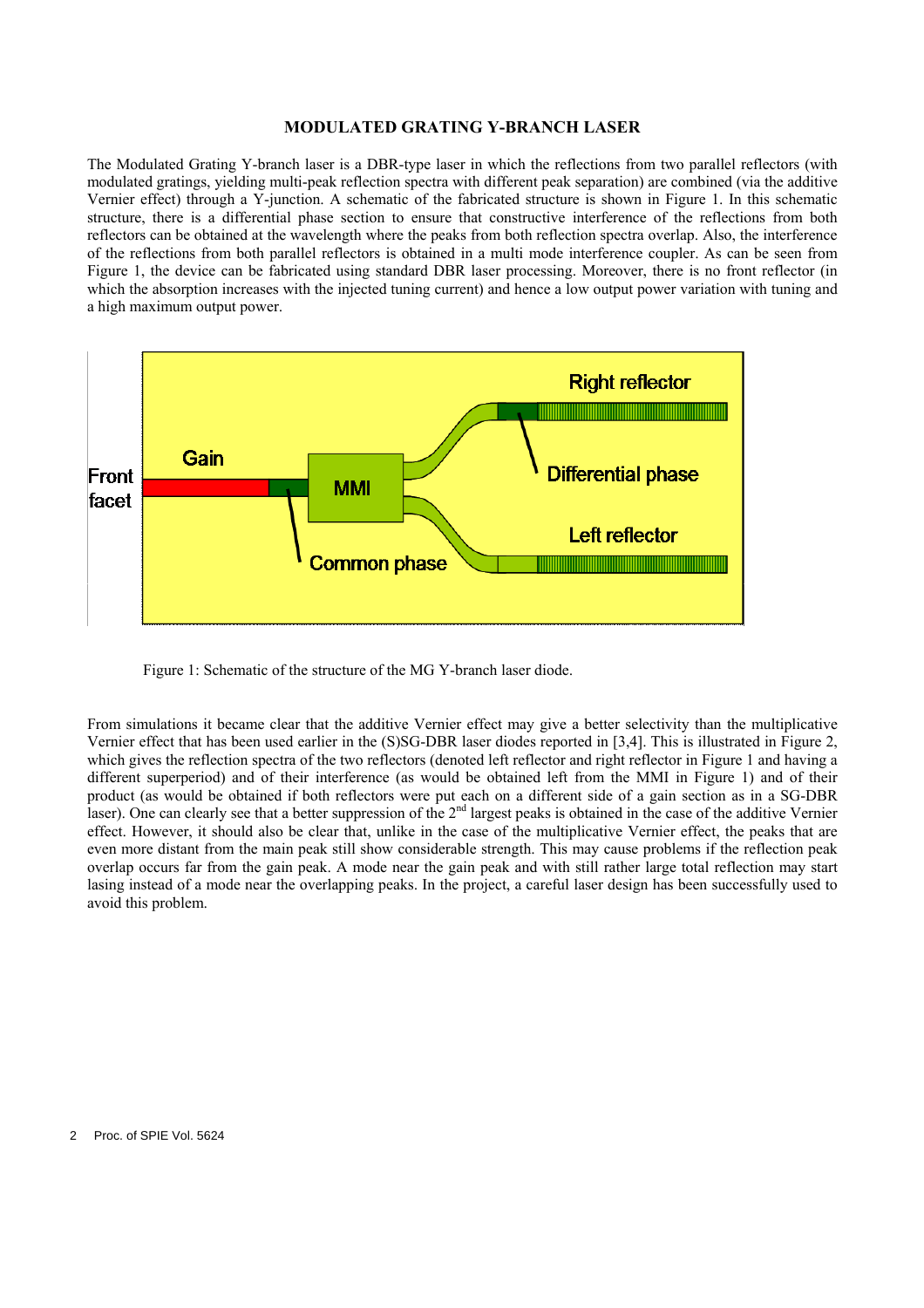### MODULATED GRATING Y-BRANCH LASER

The Modulated Grating Y-branch laser is a DBR-type laser in which the reflections from two parallel reflectors (with modulated gratings, yielding multi-peak reflection spectra with different peak separation) are combined (via the additive Vernier effect) through a Y-junction. A schematic of the fabricated structure is shown in Figure 1. In this schematic structure, there is a differential phase section to ensure that constructive interference of the reflections from both reflectors can be obtained at the wavelength where the peaks from both reflection spectra overlap. Also, the interference of the reflections from both parallel reflectors is obtained in a multi mode interference coupler. As can be seen from Figure 1, the device can be fabricated using standard DBR laser processing. Moreover, there is no front reflector (in which the absorption increases with the injected tuning current) and hence a low output power variation with tuning and a high maximum output power.

Figure 1: Schematic of the structure of the MG Y-branch laser diode.

From simulations it became clear that the additive Vernier effect may give a better selectivity than the multiplicative Vernier effect that has been used earlier in the (S)SG-DBR laser diodes reported in [3,4]. This is illustrated in Figure 2, which gives the reflection spectra of the two reflectors (denoted left reflector and right reflector in Figure 1 and having a different superperiod) and of their interference (as would be obtained left from the MMI in Figure 1) and of their product (as would be obtained if both reflectors were put each on a different side of a gain section as in a SG-DBR laser). One can clearly see that a better suppression of the 2nd largest peaks is obtained in the case of the additive Vernier effect. However, it should also be clear that, unlike in the case of the multiplicative Vernier effect, the peaks that are even more distant from the main peak still show considerable strength. This may cause problems if the reflection peak overlap occurs far from the gain peak. A mode near the gain peak and with still rather large total reflection may start lasing instead of a mode near the overlapping peaks. In the project, a careful laser design has been successfully used to avoid this problem.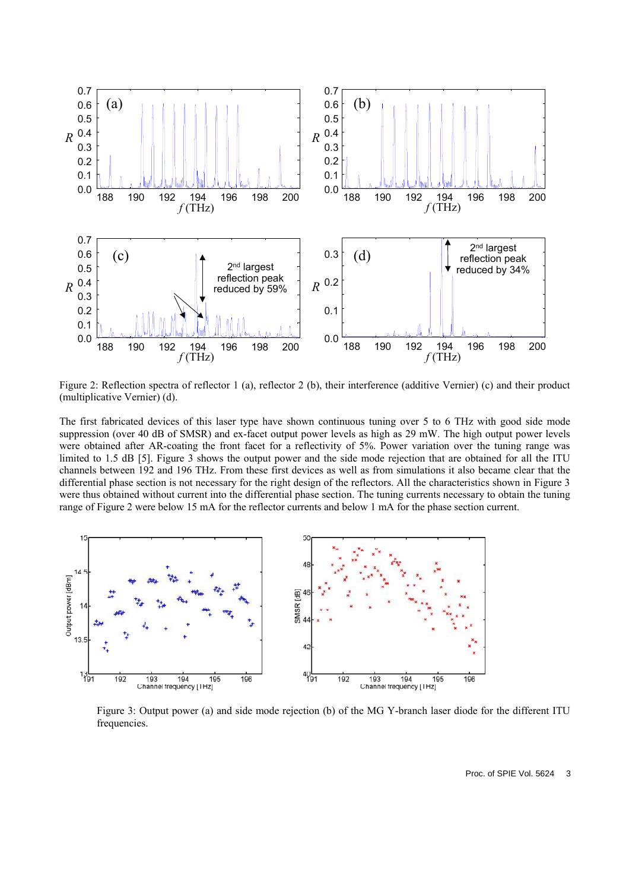Figure 2: Reflection spectra of reflector 1 (a), reflector 2 (b), their interference (additive Vernier) (c) and their product (multiplicative Vernier) (d).

The first fabricated devices of this laser type have shown continuous tuning over 5 to 6 THz with good side mode suppression (over 40 dB of SMSR) and ex-facet output power levels as high as 29 mW. The high output power levels were obtained after AR-coating the front facet for a reflectivity of 5%. Power variation over the tuning range was limited to 1.5 dB [5]. Figure 3 shows the output power and the side mode rejection that are obtained for all the ITU channels between 192 and 196 THz. From these first devices as well as from simulations it also became clear that the differential phase section is not necessary for the right design of the reflectors. All the characteristics shown in Figure 3 were thus obtained without current into the differential phase section. The tuning currents necessary to obtain the tuning range of Figure 2 were below 15 mA for the reflector currents and below 1 mA for the phase section current.

Figure 3: Output power (a) and side mode rejection (b) of the MG Y-branch laser diode for the different ITU frequencies.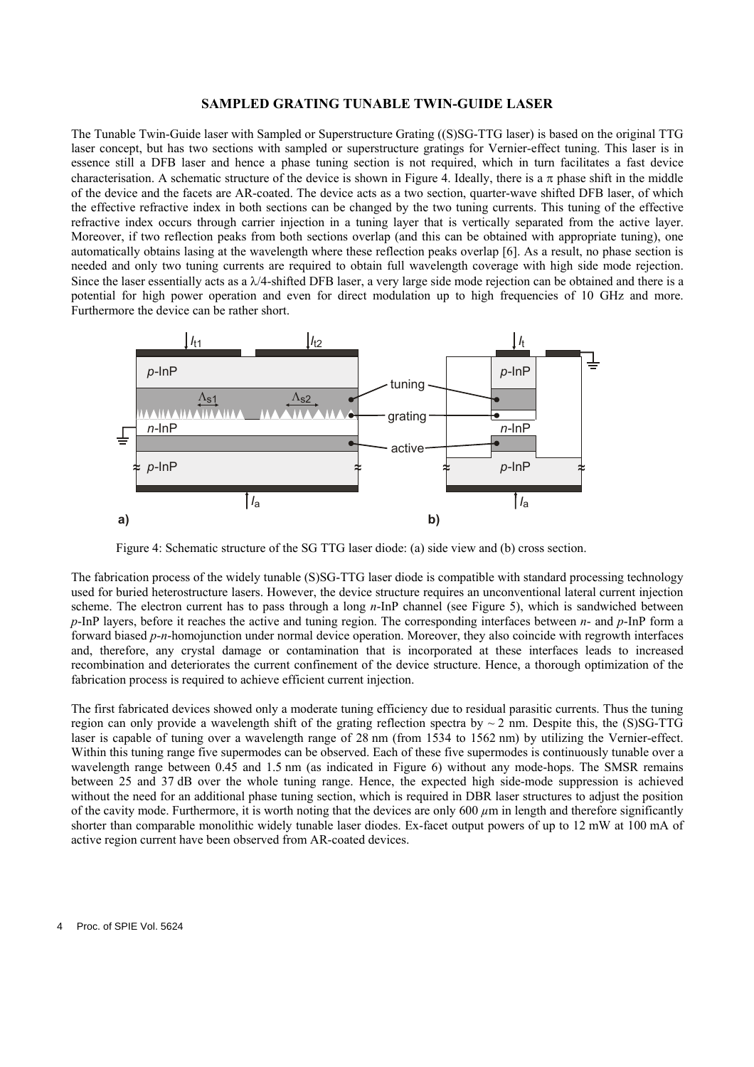## SAMPLED GRATING TUNABLE TWIN-GUIDE LASER

The Tunable Twin-Guide laser with Sampled or Superstructure Grating ((S)SG-TTG laser) is based on the original TTG laser concept, but has two sections with sampled or superstructure gratings for Vernier-effect tuning. This laser is in essence still a DFB laser and hence a phase tuning section is not required, which in turn facilitates a fast device characterisation. A schematic structure of the device is shown in Figure 4. Ideally, there is a π phase shift in the middle of the device and the facets are AR-coated. The device acts as a two section, quarter-wave shifted DFB laser, of which the effective refractive index in both sections can be changed by the two tuning currents. This tuning of the effective refractive index occurs through carrier injection in a tuning layer that is vertically separated from the active layer. Moreover, if two reflection peaks from both sections overlap (and this can be obtained with appropriate tuning), one automatically obtains lasing at the wavelength where these reflection peaks overlap [6]. As a result, no phase section is needed and only two tuning currents are required to obtain full wavelength coverage with high side mode rejection. Since the laser essentially acts as a λ/4-shifted DFB laser, a very large side mode rejection can be obtained and there is a potential for high power operation and even for direct modulation up to high frequencies of 10 GHz and more. Furthermore the device can be rather short.

$I_{t1}$ $I_{t2}$ $I_t$
*p*-InP
$\Lambda_{s1}$ $\Lambda_{s2}$
tuning
grating
*n*-InP
active
*p*-InP
$I_a$
a) b)

Figure 4: Schematic structure of the SG TTG laser diode: (a) side view and (b) cross section.

The fabrication process of the widely tunable (S)SG-TTG laser diode is compatible with standard processing technology used for buried heterostructure lasers. However, the device structure requires an unconventional lateral current injection scheme. The electron current has to pass through a long *n*-InP channel (see Figure 5), which is sandwiched between *p*-InP layers, before it reaches the active and tuning region. The corresponding interfaces between *n*- and *p*-InP form a forward biased *p*-*n*-homojunction under normal device operation. Moreover, they also coincide with regrowth interfaces and, therefore, any crystal damage or contamination that is incorporated at these interfaces leads to increased recombination and deteriorates the current confinement of the device structure. Hence, a thorough optimization of the fabrication process is required to achieve efficient current injection.

The first fabricated devices showed only a moderate tuning efficiency due to residual parasitic currents. Thus the tuning region can only provide a wavelength shift of the grating reflection spectra by ~ 2 nm. Despite this, the (S)SG-TTG laser is capable of tuning over a wavelength range of 28 nm (from 1534 to 1562 nm) by utilizing the Vernier-effect. Within this tuning range five supermodes can be observed. Each of these five supermodes is continuously tunable over a wavelength range between 0.45 and 1.5 nm (as indicated in Figure 6) without any mode-hops. The SMSR remains between 25 and 37 dB over the whole tuning range. Hence, the expected high side-mode suppression is achieved without the need for an additional phase tuning section, which is required in DBR laser structures to adjust the position of the cavity mode. Furthermore, it is worth noting that the devices are only 600 *µ*m in length and therefore significantly shorter than comparable monolithic widely tunable laser diodes. Ex-facet output powers of up to 12 mW at 100 mA of active region current have been observed from AR-coated devices.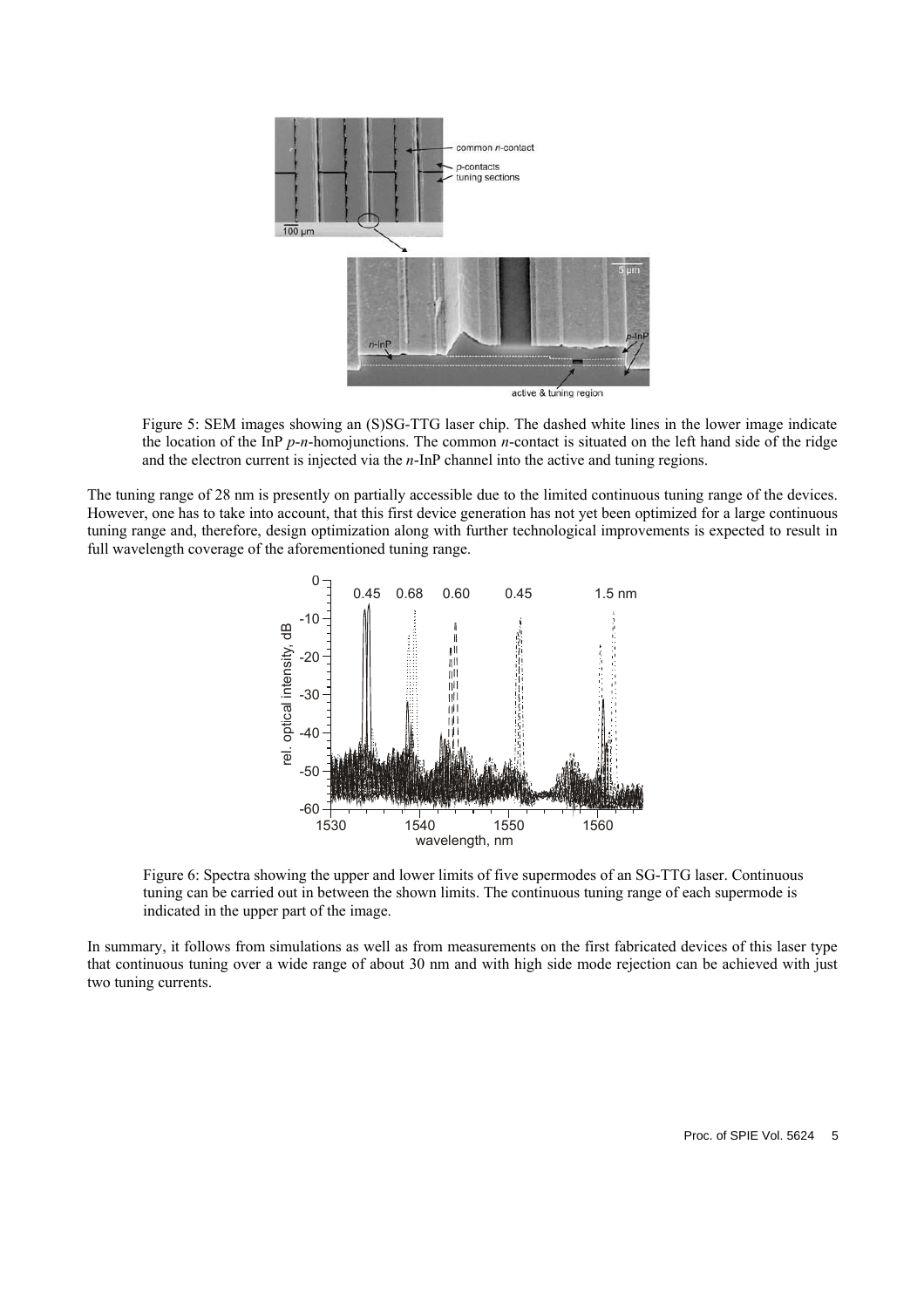Figure 5: SEM images showing an (S)SG-TTG laser chip. The dashed white lines in the lower image indicate the location of the InP *p*-*n*-homojunctions. The common *n*-contact is situated on the left hand side of the ridge and the electron current is injected via the *n*-InP channel into the active and tuning regions.

The tuning range of 28 nm is presently on partially accessible due to the limited continuous tuning range of the devices. However, one has to take into account, that this first device generation has not yet been optimized for a large continuous tuning range and, therefore, design optimization along with further technological improvements is expected to result in full wavelength coverage of the aforementioned tuning range.

Figure 6: Spectra showing the upper and lower limits of five supermodes of an SG-TTG laser. Continuous tuning can be carried out in between the shown limits. The continuous tuning range of each supermode is indicated in the upper part of the image.

In summary, it follows from simulations as well as from measurements on the first fabricated devices of this laser type that continuous tuning over a wide range of about 30 nm and with high side mode rejection can be achieved with just two tuning currents.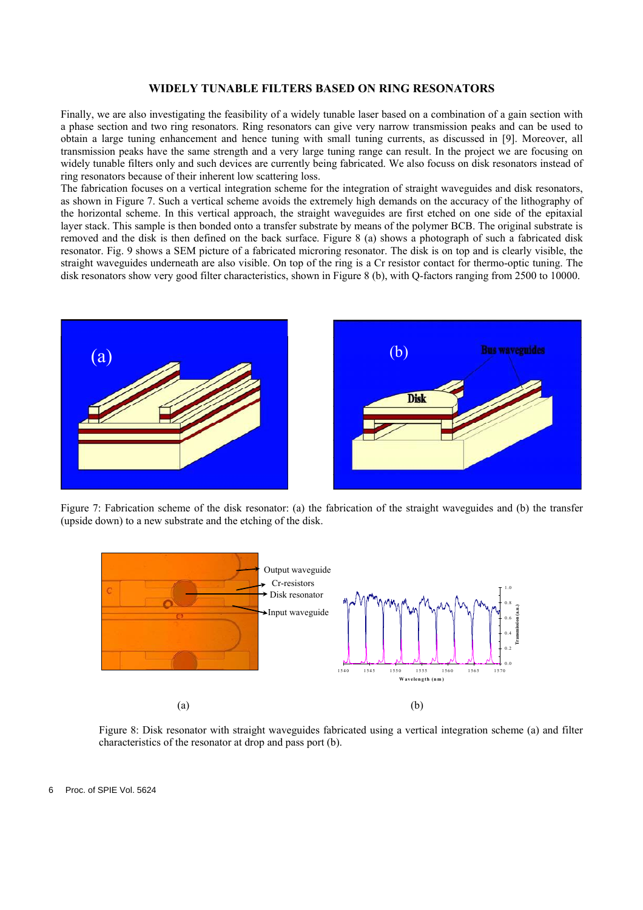## WIDELY TUNABLE FILTERS BASED ON RING RESONATORS

Finally, we are also investigating the feasibility of a widely tunable laser based on a combination of a gain section with a phase section and two ring resonators. Ring resonators can give very narrow transmission peaks and can be used to obtain a large tuning enhancement and hence tuning with small tuning currents, as discussed in [9]. Moreover, all transmission peaks have the same strength and a very large tuning range can result. In the project we are focusing on widely tunable filters only and such devices are currently being fabricated. We also focuss on disk resonators instead of ring resonators because of their inherent low scattering loss.

The fabrication focuses on a vertical integration scheme for the integration of straight waveguides and disk resonators, as shown in Figure 7. Such a vertical scheme avoids the extremely high demands on the accuracy of the lithography of the horizontal scheme. In this vertical approach, the straight waveguides are first etched on one side of the epitaxial layer stack. This sample is then bonded onto a transfer substrate by means of the polymer BCB. The original substrate is removed and the disk is then defined on the back surface. Figure 8 (a) shows a photograph of such a fabricated disk resonator. Fig. 9 shows a SEM picture of a fabricated microring resonator. The disk is on top and is clearly visible, the straight waveguides underneath are also visible. On top of the ring is a Cr resistor contact for thermo-optic tuning. The disk resonators show very good filter characteristics, shown in Figure 8 (b), with Q-factors ranging from 2500 to 10000.

Figure 7: Fabrication scheme of the disk resonator: (a) the fabrication of the straight waveguides and (b) the transfer (upside down) to a new substrate and the etching of the disk.

Figure 8: Disk resonator with straight waveguides fabricated using a vertical integration scheme (a) and filter characteristics of the resonator at drop and pass port (b).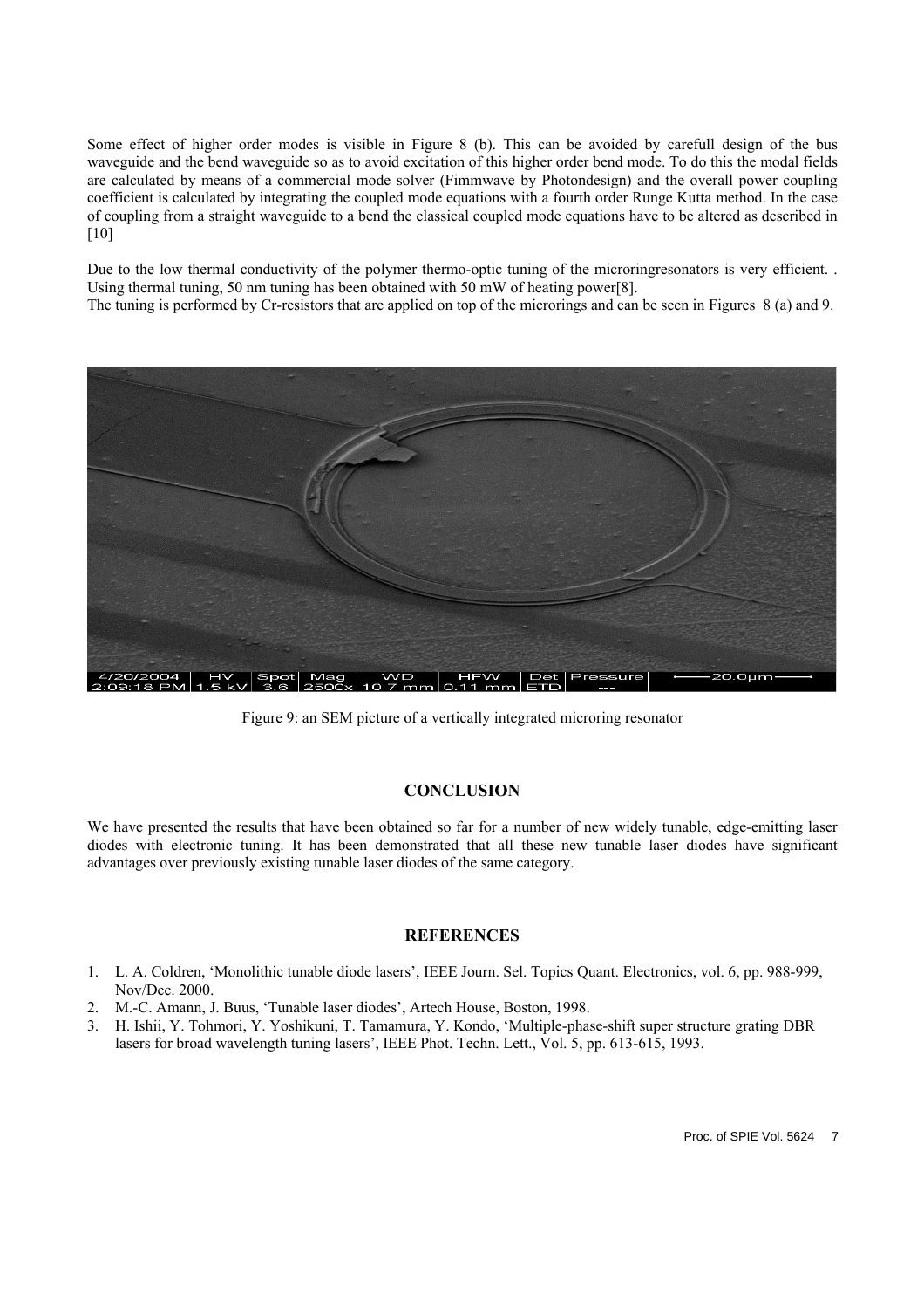Some effect of higher order modes is visible in Figure 8 (b). This can be avoided by carefull design of the bus waveguide and the bend waveguide so as to avoid excitation of this higher order bend mode. To do this the modal fields are calculated by means of a commercial mode solver (Fimmwave by Photondesign) and the overall power coupling coefficient is calculated by integrating the coupled mode equations with a fourth order Runge Kutta method. In the case of coupling from a straight waveguide to a bend the classical coupled mode equations have to be altered as described in [10]

Due to the low thermal conductivity of the polymer thermo-optic tuning of the microringresonators is very efficient. . Using thermal tuning, 50 nm tuning has been obtained with 50 mW of heating power[8].
The tuning is performed by Cr-resistors that are applied on top of the microrings and can be seen in Figures 8 (a) and 9.

Figure 9: an SEM picture of a vertically integrated microring resonator

## CONCLUSION

We have presented the results that have been obtained so far for a number of new widely tunable, edge-emitting laser diodes with electronic tuning. It has been demonstrated that all these new tunable laser diodes have significant advantages over previously existing tunable laser diodes of the same category.

## REFERENCES

1. L. A. Coldren, 'Monolithic tunable diode lasers', IEEE Journ. Sel. Topics Quant. Electronics, vol. 6, pp. 988-999, Nov/Dec. 2000.
2. M.-C. Amann, J. Buus, 'Tunable laser diodes', Artech House, Boston, 1998.
3. H. Ishii, Y. Tohmori, Y. Yoshikuni, T. Tamamura, Y. Kondo, 'Multiple-phase-shift super structure grating DBR lasers for broad wavelength tuning lasers', IEEE Phot. Techn. Lett., Vol. 5, pp. 613-615, 1993.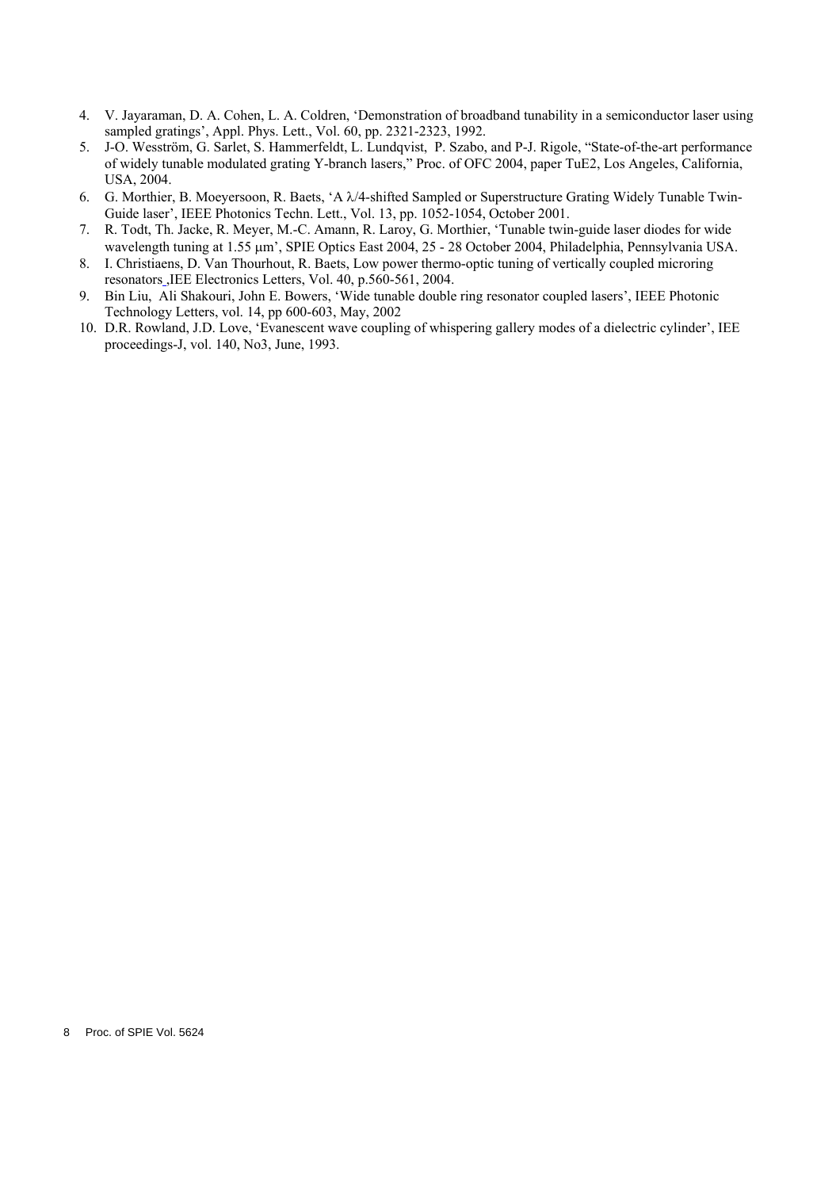4. V. Jayaraman, D. A. Cohen, L. A. Coldren, 'Demonstration of broadband tunability in a semiconductor laser using sampled gratings', Appl. Phys. Lett., Vol. 60, pp. 2321-2323, 1992.
5. J-O. Wesström, G. Sarlet, S. Hammerfeldt, L. Lundqvist, P. Szabo, and P-J. Rigole, "State-of-the-art performance of widely tunable modulated grating Y-branch lasers," Proc. of OFC 2004, paper TuE2, Los Angeles, California, USA, 2004.
6. G. Morthier, B. Moeyersoon, R. Baets, 'A $\lambda$/4-shifted Sampled or Superstructure Grating Widely Tunable Twin-Guide laser', IEEE Photonics Techn. Lett., Vol. 13, pp. 1052-1054, October 2001.
7. R. Todt, Th. Jacke, R. Meyer, M.-C. Amann, R. Laroy, G. Morthier, 'Tunable twin-guide laser diodes for wide wavelength tuning at 1.55 μm', SPIE Optics East 2004, 25 - 28 October 2004, Philadelphia, Pennsylvania USA.
8. I. Christiaens, D. Van Thourhout, R. Baets, Low power thermo-optic tuning of vertically coupled microring resonators ,IEE Electronics Letters, Vol. 40, p.560-561, 2004.
9. Bin Liu, Ali Shakouri, John E. Bowers, 'Wide tunable double ring resonator coupled lasers', IEEE Photonic Technology Letters, vol. 14, pp 600-603, May, 2002
10. D.R. Rowland, J.D. Love, 'Evanescent wave coupling of whispering gallery modes of a dielectric cylinder', IEE proceedings-J, vol. 140, No3, June, 1993.